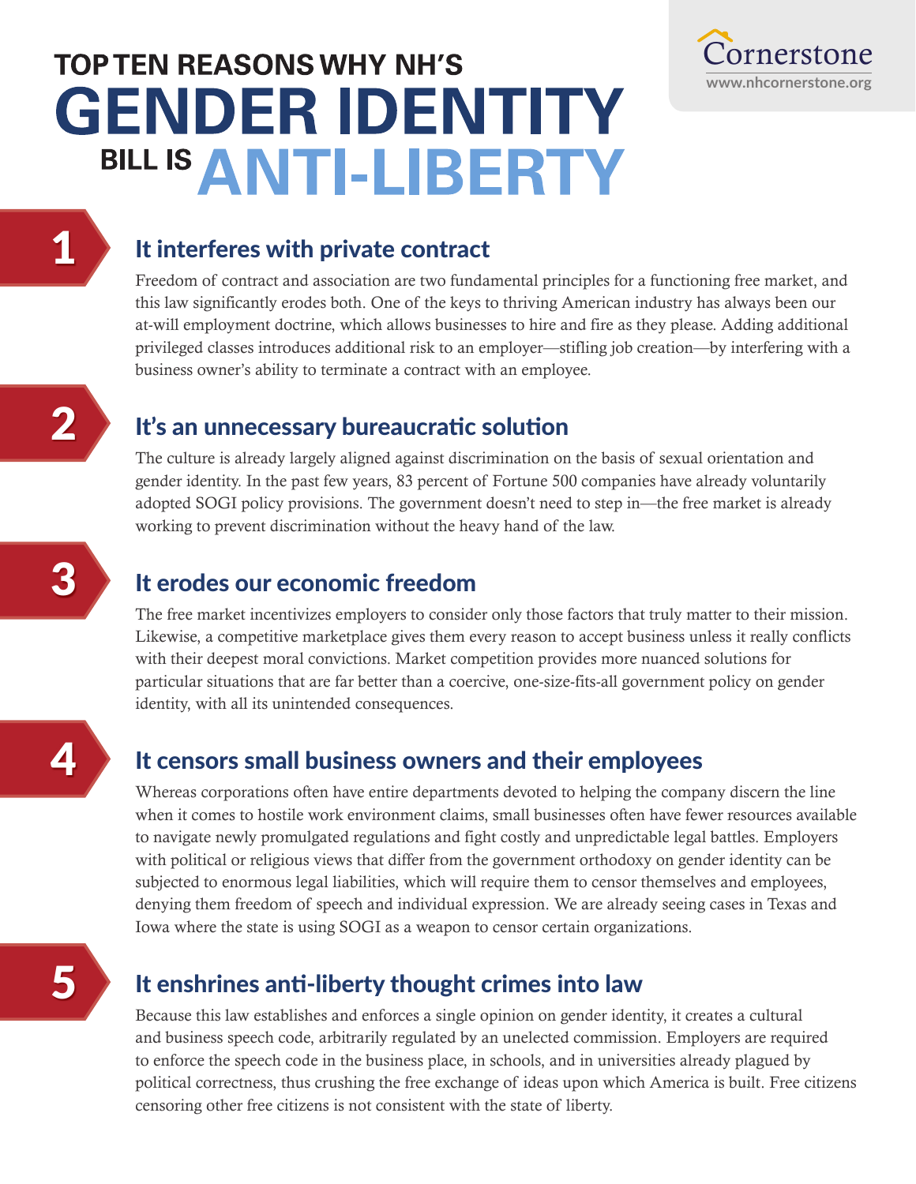Cornerstone
www.nhcornerstone.org

# TOP TEN REASONS WHY NH'S GENDER IDENTITY BILL IS ANTI-LIBERTY

## 1 It interferes with private contract

Freedom of contract and association are two fundamental principles for a functioning free market, and this law significantly erodes both. One of the keys to thriving American industry has always been our at-will employment doctrine, which allows businesses to hire and fire as they please. Adding additional privileged classes introduces additional risk to an employer—stifling job creation—by interfering with a business owner's ability to terminate a contract with an employee.

## 2 It's an unnecessary bureaucratic solution

The culture is already largely aligned against discrimination on the basis of sexual orientation and gender identity. In the past few years, 83 percent of Fortune 500 companies have already voluntarily adopted SOGI policy provisions. The government doesn't need to step in—the free market is already working to prevent discrimination without the heavy hand of the law.

## 3 It erodes our economic freedom

The free market incentivizes employers to consider only those factors that truly matter to their mission. Likewise, a competitive marketplace gives them every reason to accept business unless it really conflicts with their deepest moral convictions. Market competition provides more nuanced solutions for particular situations that are far better than a coercive, one-size-fits-all government policy on gender identity, with all its unintended consequences.

## 4 It censors small business owners and their employees

Whereas corporations often have entire departments devoted to helping the company discern the line when it comes to hostile work environment claims, small businesses often have fewer resources available to navigate newly promulgated regulations and fight costly and unpredictable legal battles. Employers with political or religious views that differ from the government orthodoxy on gender identity can be subjected to enormous legal liabilities, which will require them to censor themselves and employees, denying them freedom of speech and individual expression. We are already seeing cases in Texas and Iowa where the state is using SOGI as a weapon to censor certain organizations.

## 5 It enshrines anti-liberty thought crimes into law

Because this law establishes and enforces a single opinion on gender identity, it creates a cultural and business speech code, arbitrarily regulated by an unelected commission. Employers are required to enforce the speech code in the business place, in schools, and in universities already plagued by political correctness, thus crushing the free exchange of ideas upon which America is built. Free citizens censoring other free citizens is not consistent with the state of liberty.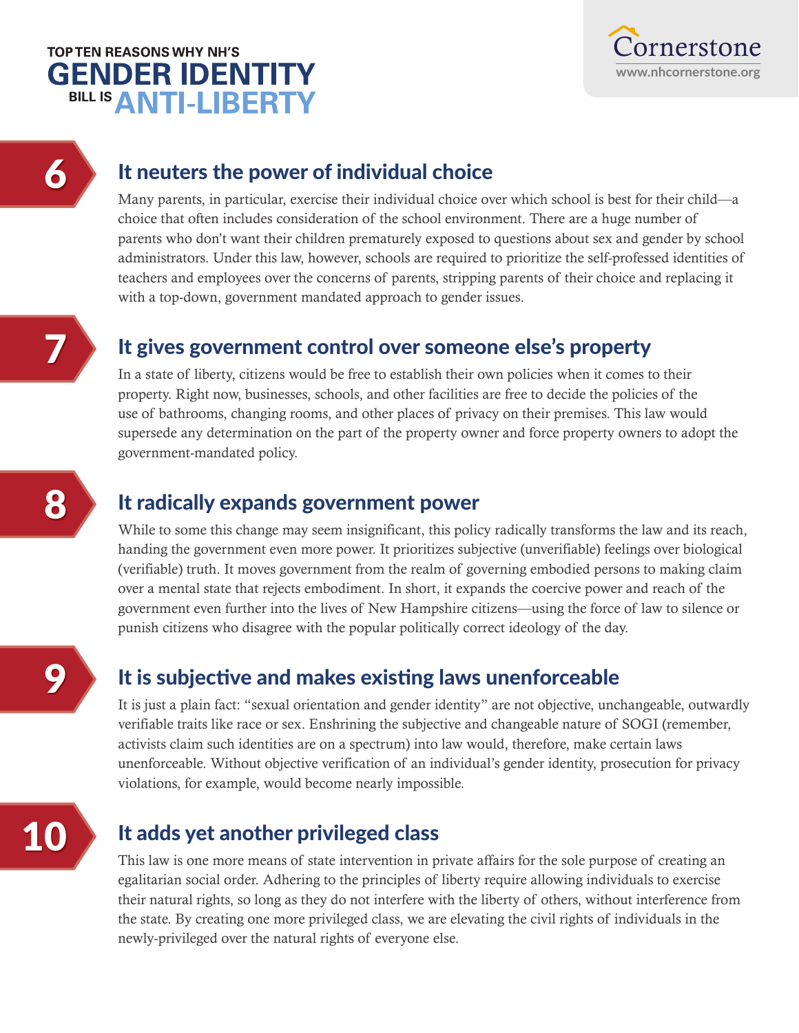TOP TEN REASONS WHY NH'S

# GENDER IDENTITY BILL IS ANTI-LIBERTY

Cornerstone
www.nhcornerstone.org

## 6 It neuters the power of individual choice

Many parents, in particular, exercise their individual choice over which school is best for their child—a choice that often includes consideration of the school environment. There are a huge number of parents who don't want their children prematurely exposed to questions about sex and gender by school administrators. Under this law, however, schools are required to prioritize the self-professed identities of teachers and employees over the concerns of parents, stripping parents of their choice and replacing it with a top-down, government mandated approach to gender issues.

## 7 It gives government control over someone else's property

In a state of liberty, citizens would be free to establish their own policies when it comes to their property. Right now, businesses, schools, and other facilities are free to decide the policies of the use of bathrooms, changing rooms, and other places of privacy on their premises. This law would supersede any determination on the part of the property owner and force property owners to adopt the government-mandated policy.

## 8 It radically expands government power

While to some this change may seem insignificant, this policy radically transforms the law and its reach, handing the government even more power. It prioritizes subjective (unverifiable) feelings over biological (verifiable) truth. It moves government from the realm of governing embodied persons to making claim over a mental state that rejects embodiment. In short, it expands the coercive power and reach of the government even further into the lives of New Hampshire citizens—using the force of law to silence or punish citizens who disagree with the popular politically correct ideology of the day.

## 9 It is subjective and makes existing laws unenforceable

It is just a plain fact: "sexual orientation and gender identity" are not objective, unchangeable, outwardly verifiable traits like race or sex. Enshrining the subjective and changeable nature of SOGI (remember, activists claim such identities are on a spectrum) into law would, therefore, make certain laws unenforceable. Without objective verification of an individual's gender identity, prosecution for privacy violations, for example, would become nearly impossible.

## 10 It adds yet another privileged class

This law is one more means of state intervention in private affairs for the sole purpose of creating an egalitarian social order. Adhering to the principles of liberty require allowing individuals to exercise their natural rights, so long as they do not interfere with the liberty of others, without interference from the state. By creating one more privileged class, we are elevating the civil rights of individuals in the newly-privileged over the natural rights of everyone else.